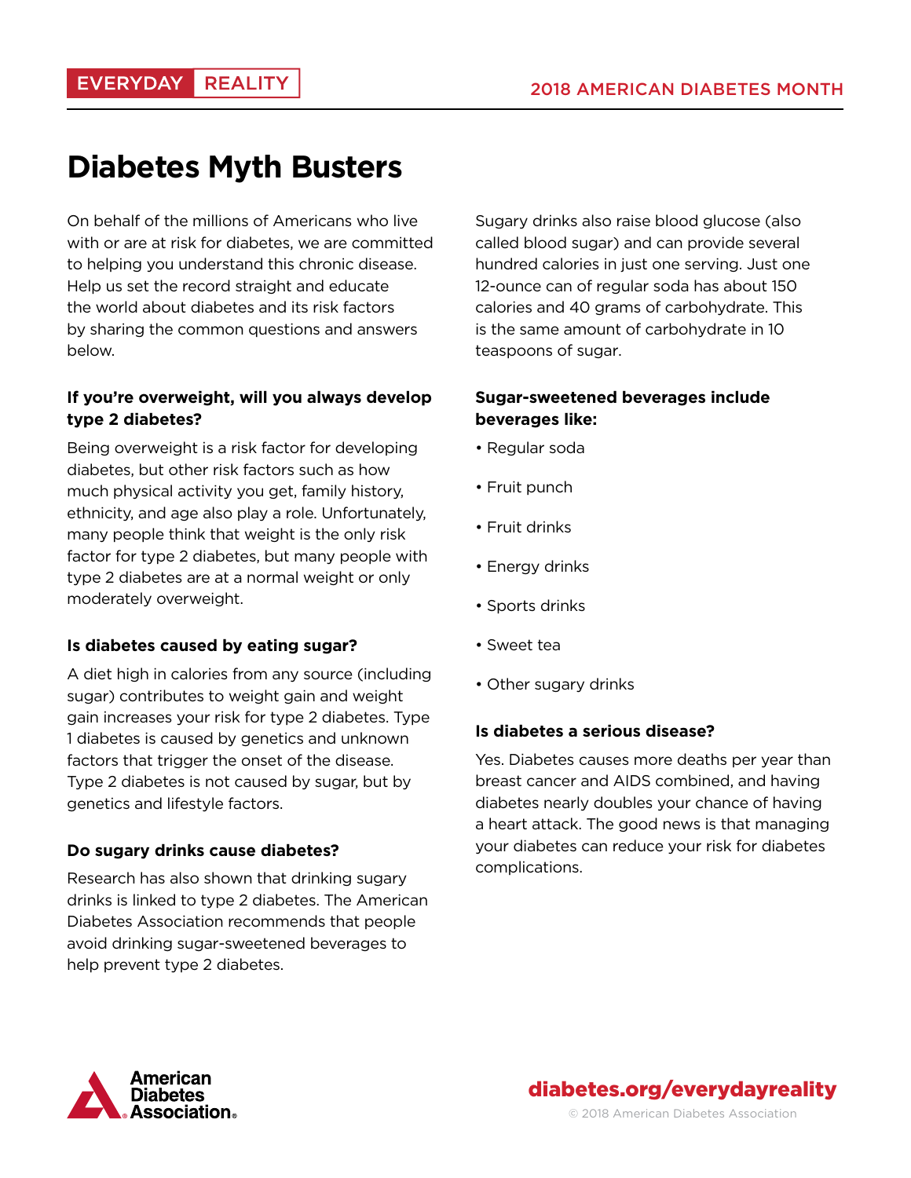EVERYDAY REALITY

2018 AMERICAN DIABETES MONTH

# Diabetes Myth Busters

On behalf of the millions of Americans who live with or are at risk for diabetes, we are committed to helping you understand this chronic disease. Help us set the record straight and educate the world about diabetes and its risk factors by sharing the common questions and answers below.

### If you're overweight, will you always develop type 2 diabetes?

Being overweight is a risk factor for developing diabetes, but other risk factors such as how much physical activity you get, family history, ethnicity, and age also play a role. Unfortunately, many people think that weight is the only risk factor for type 2 diabetes, but many people with type 2 diabetes are at a normal weight or only moderately overweight.

### Is diabetes caused by eating sugar?

A diet high in calories from any source (including sugar) contributes to weight gain and weight gain increases your risk for type 2 diabetes. Type 1 diabetes is caused by genetics and unknown factors that trigger the onset of the disease. Type 2 diabetes is not caused by sugar, but by genetics and lifestyle factors.

### Do sugary drinks cause diabetes?

Research has also shown that drinking sugary drinks is linked to type 2 diabetes. The American Diabetes Association recommends that people avoid drinking sugar-sweetened beverages to help prevent type 2 diabetes.

Sugary drinks also raise blood glucose (also called blood sugar) and can provide several hundred calories in just one serving. Just one 12-ounce can of regular soda has about 150 calories and 40 grams of carbohydrate. This is the same amount of carbohydrate in 10 teaspoons of sugar.

### Sugar-sweetened beverages include beverages like:

- Regular soda
- Fruit punch
- Fruit drinks
- Energy drinks
- Sports drinks
- Sweet tea
- Other sugary drinks

### Is diabetes a serious disease?

Yes. Diabetes causes more deaths per year than breast cancer and AIDS combined, and having diabetes nearly doubles your chance of having a heart attack. The good news is that managing your diabetes can reduce your risk for diabetes complications.

American Diabetes Association

diabetes.org/everydayreality

© 2018 American Diabetes Association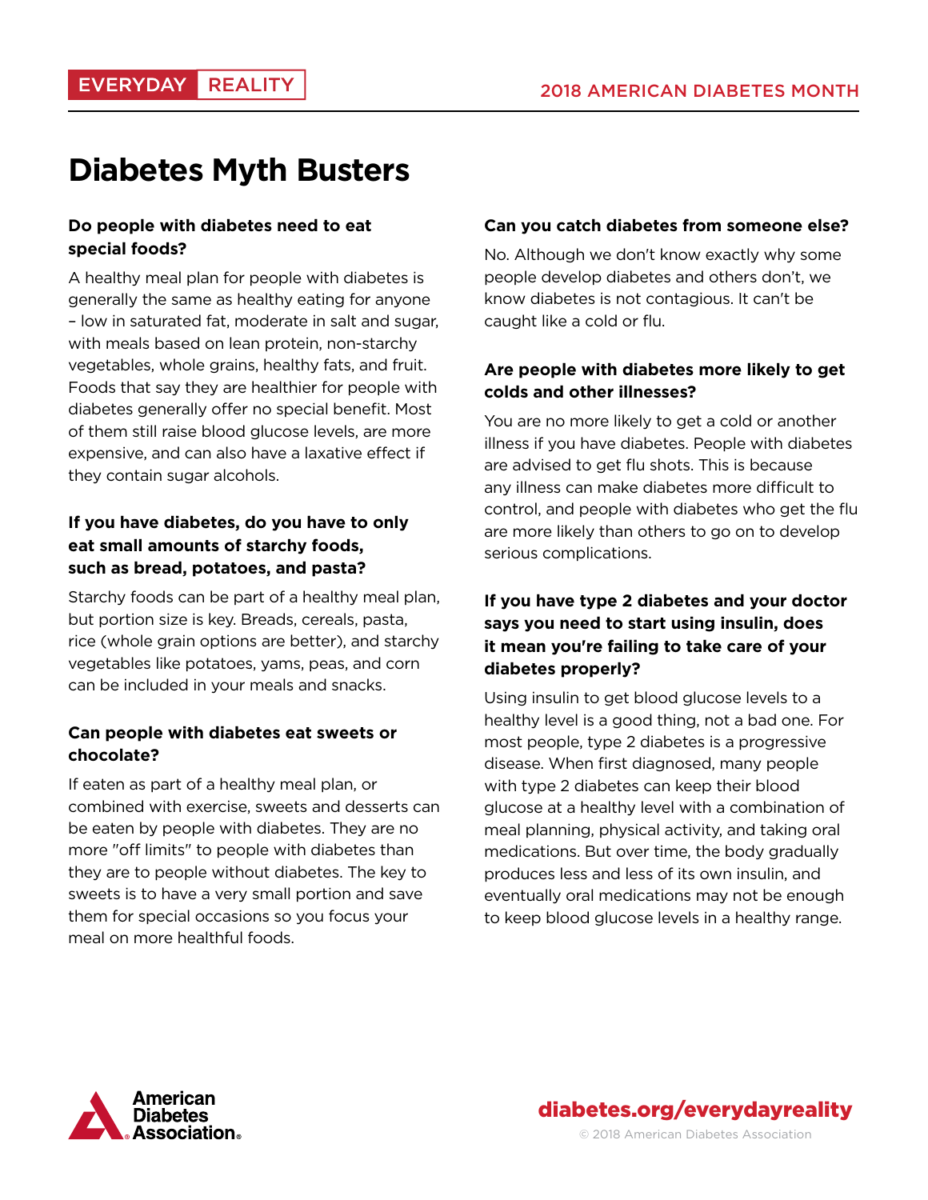# Diabetes Myth Busters

**Do people with diabetes need to eat special foods?**

A healthy meal plan for people with diabetes is generally the same as healthy eating for anyone – low in saturated fat, moderate in salt and sugar, with meals based on lean protein, non-starchy vegetables, whole grains, healthy fats, and fruit. Foods that say they are healthier for people with diabetes generally offer no special benefit. Most of them still raise blood glucose levels, are more expensive, and can also have a laxative effect if they contain sugar alcohols.

**If you have diabetes, do you have to only eat small amounts of starchy foods, such as bread, potatoes, and pasta?**

Starchy foods can be part of a healthy meal plan, but portion size is key. Breads, cereals, pasta, rice (whole grain options are better), and starchy vegetables like potatoes, yams, peas, and corn can be included in your meals and snacks.

**Can people with diabetes eat sweets or chocolate?**

If eaten as part of a healthy meal plan, or combined with exercise, sweets and desserts can be eaten by people with diabetes. They are no more "off limits" to people with diabetes than they are to people without diabetes. The key to sweets is to have a very small portion and save them for special occasions so you focus your meal on more healthful foods.

**Can you catch diabetes from someone else?**

No. Although we don't know exactly why some people develop diabetes and others don't, we know diabetes is not contagious. It can't be caught like a cold or flu.

**Are people with diabetes more likely to get colds and other illnesses?**

You are no more likely to get a cold or another illness if you have diabetes. People with diabetes are advised to get flu shots. This is because any illness can make diabetes more difficult to control, and people with diabetes who get the flu are more likely than others to go on to develop serious complications.

**If you have type 2 diabetes and your doctor says you need to start using insulin, does it mean you're failing to take care of your diabetes properly?**

Using insulin to get blood glucose levels to a healthy level is a good thing, not a bad one. For most people, type 2 diabetes is a progressive disease. When first diagnosed, many people with type 2 diabetes can keep their blood glucose at a healthy level with a combination of meal planning, physical activity, and taking oral medications. But over time, the body gradually produces less and less of its own insulin, and eventually oral medications may not be enough to keep blood glucose levels in a healthy range.

diabetes.org/everydayreality

© 2018 American Diabetes Association